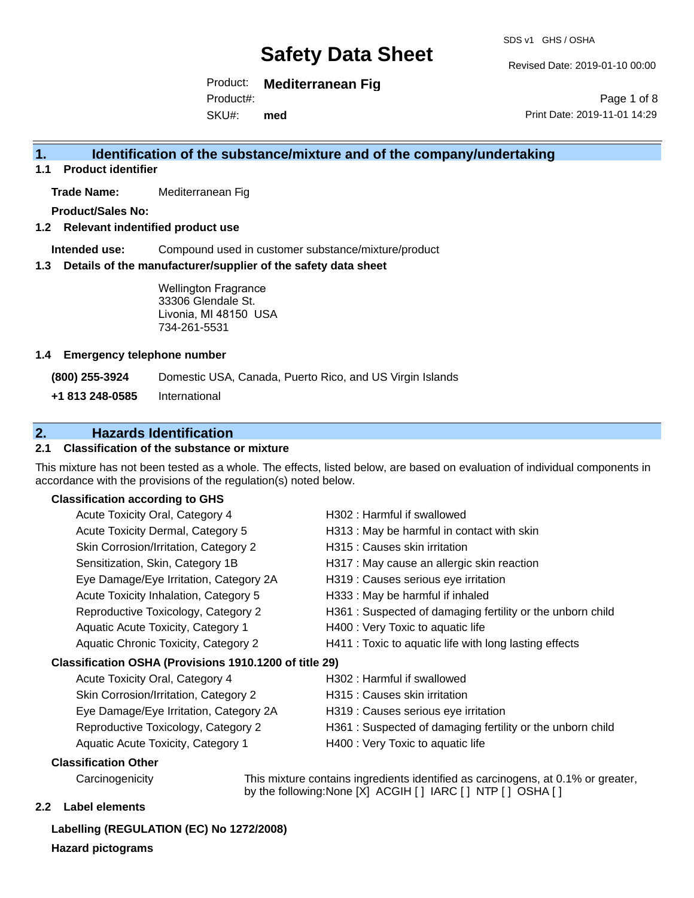# Safety Data Sheet

SDS v1 GHS / OSHA

Revised Date: 2019-01-10 00:00

Product: **Mediterranean Fig**

Product#:

SKU#: **med**

Print Date: 2019-11-01 14:29

## 1. Identification of the substance/mixture and of the company/undertaking

### 1.1 Product identifier

**Trade Name:** Mediterranean Fig

**Product/Sales No:**

### 1.2 Relevant indentified product use

**Intended use:** Compound used in customer substance/mixture/product

### 1.3 Details of the manufacturer/supplier of the safety data sheet

Wellington Fragrance
33306 Glendale St.
Livonia, MI 48150 USA
734-261-5531

### 1.4 Emergency telephone number

| | |
|---|---|
| **(800) 255-3924** | Domestic USA, Canada, Puerto Rico, and US Virgin Islands |
| **+1 813 248-0585** | International |

## 2. Hazards Identification

### 2.1 Classification of the substance or mixture

This mixture has not been tested as a whole. The effects, listed below, are based on evaluation of individual components in accordance with the provisions of the regulation(s) noted below.

**Classification according to GHS**

| | |
|---|---|
| Acute Toxicity Oral, Category 4 | H302 : Harmful if swallowed |
| Acute Toxicity Dermal, Category 5 | H313 : May be harmful in contact with skin |
| Skin Corrosion/Irritation, Category 2 | H315 : Causes skin irritation |
| Sensitization, Skin, Category 1B | H317 : May cause an allergic skin reaction |
| Eye Damage/Eye Irritation, Category 2A | H319 : Causes serious eye irritation |
| Acute Toxicity Inhalation, Category 5 | H333 : May be harmful if inhaled |
| Reproductive Toxicology, Category 2 | H361 : Suspected of damaging fertility or the unborn child |
| Aquatic Acute Toxicity, Category 1 | H400 : Very Toxic to aquatic life |
| Aquatic Chronic Toxicity, Category 2 | H411 : Toxic to aquatic life with long lasting effects |

**Classification OSHA (Provisions 1910.1200 of title 29)**

| | |
|---|---|
| Acute Toxicity Oral, Category 4 | H302 : Harmful if swallowed |
| Skin Corrosion/Irritation, Category 2 | H315 : Causes skin irritation |
| Eye Damage/Eye Irritation, Category 2A | H319 : Causes serious eye irritation |
| Reproductive Toxicology, Category 2 | H361 : Suspected of damaging fertility or the unborn child |
| Aquatic Acute Toxicity, Category 1 | H400 : Very Toxic to aquatic life |

**Classification Other**

Carcinogenicity: This mixture contains ingredients identified as carcinogens, at 0.1% or greater, by the following:None [X] ACGIH [ ] IARC [ ] NTP [ ] OSHA [ ]

### 2.2 Label elements

**Labelling (REGULATION (EC) No 1272/2008)**

**Hazard pictograms**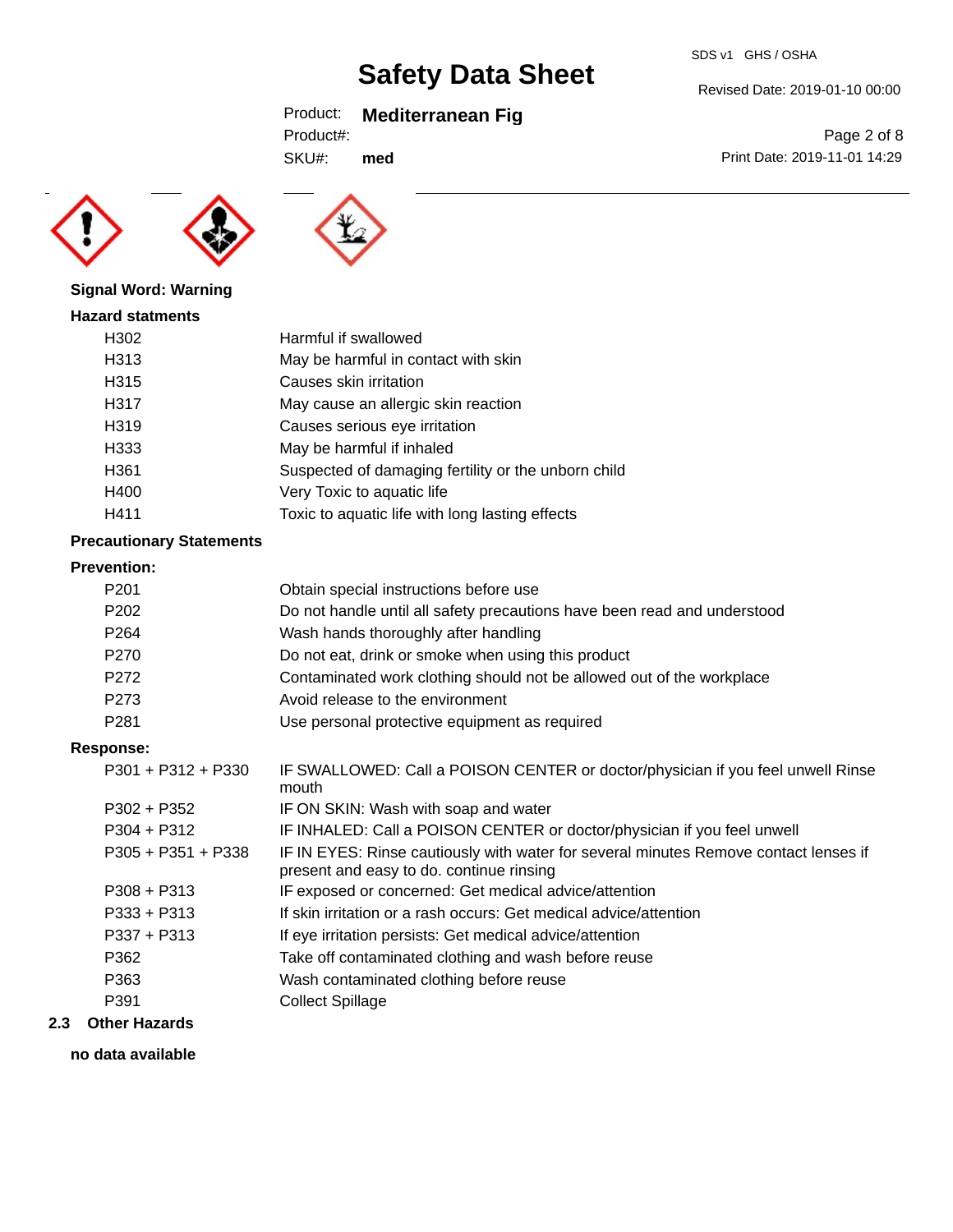**Signal Word: Warning**

**Hazard statments**

| | |
|---|---|
| H302 | Harmful if swallowed |
| H313 | May be harmful in contact with skin |
| H315 | Causes skin irritation |
| H317 | May cause an allergic skin reaction |
| H319 | Causes serious eye irritation |
| H333 | May be harmful if inhaled |
| H361 | Suspected of damaging fertility or the unborn child |
| H400 | Very Toxic to aquatic life |
| H411 | Toxic to aquatic life with long lasting effects |

**Precautionary Statements**

**Prevention:**

| | |
|---|---|
| P201 | Obtain special instructions before use |
| P202 | Do not handle until all safety precautions have been read and understood |
| P264 | Wash hands thoroughly after handling |
| P270 | Do not eat, drink or smoke when using this product |
| P272 | Contaminated work clothing should not be allowed out of the workplace |
| P273 | Avoid release to the environment |
| P281 | Use personal protective equipment as required |

**Response:**

| | |
|---|---|
| P301 + P312 + P330 | IF SWALLOWED: Call a POISON CENTER or doctor/physician if you feel unwell Rinse mouth |
| P302 + P352 | IF ON SKIN: Wash with soap and water |
| P304 + P312 | IF INHALED: Call a POISON CENTER or doctor/physician if you feel unwell |
| P305 + P351 + P338 | IF IN EYES: Rinse cautiously with water for several minutes Remove contact lenses if present and easy to do. continue rinsing |
| P308 + P313 | IF exposed or concerned: Get medical advice/attention |
| P333 + P313 | If skin irritation or a rash occurs: Get medical advice/attention |
| P337 + P313 | If eye irritation persists: Get medical advice/attention |
| P362 | Take off contaminated clothing and wash before reuse |
| P363 | Wash contaminated clothing before reuse |
| P391 | Collect Spillage |

## 2.3 Other Hazards

**no data available**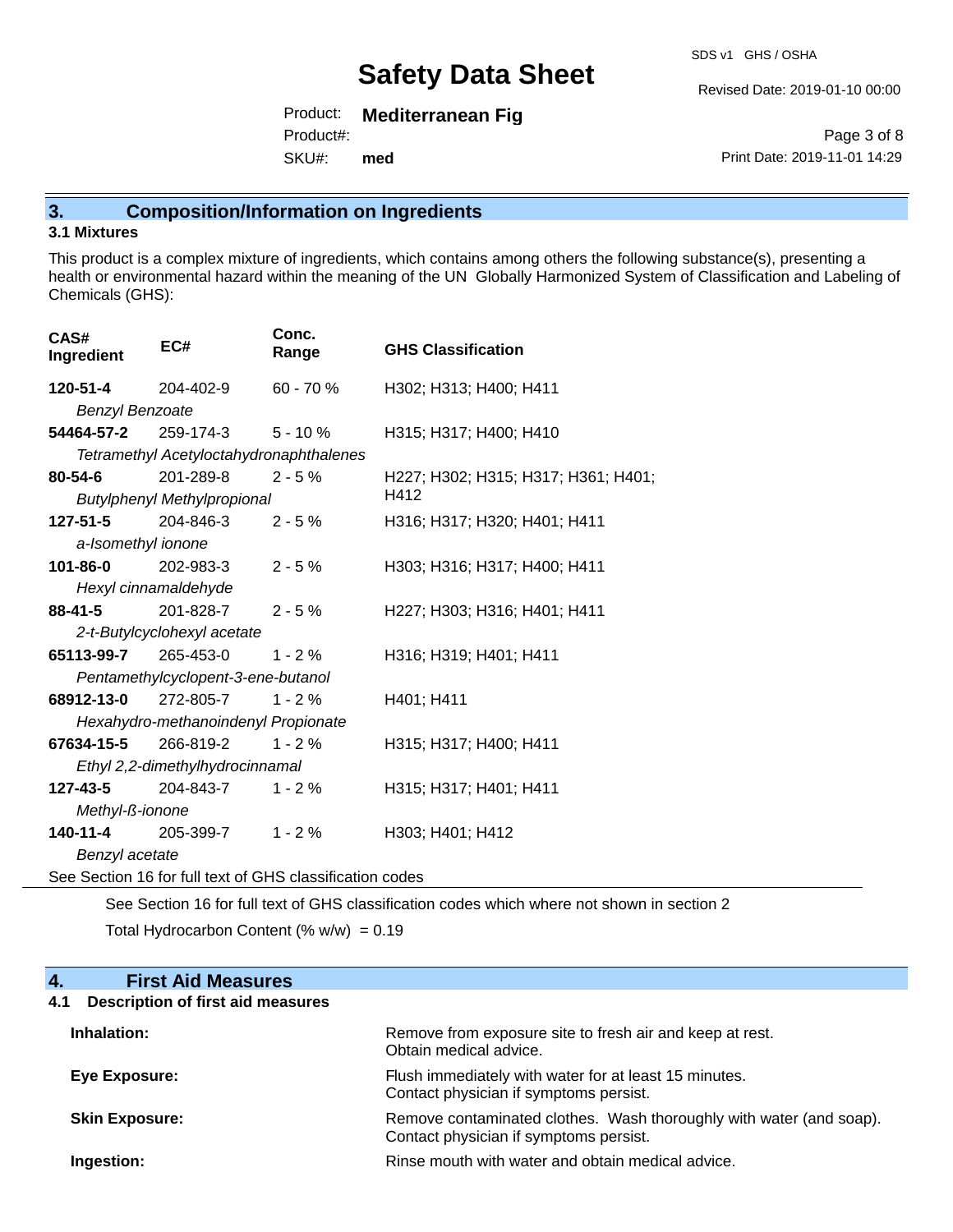## 3. Composition/Information on Ingredients

### 3.1 Mixtures

This product is a complex mixture of ingredients, which contains among others the following substance(s), presenting a health or environmental hazard within the meaning of the UN Globally Harmonized System of Classification and Labeling of Chemicals (GHS):

| CAS# Ingredient | EC# | Conc. Range | GHS Classification |
|---|---|---|---|
| **120-51-4** *Benzyl Benzoate* | 204-402-9 | 60 - 70 % | H302; H313; H400; H411 |
| **54464-57-2** *Tetramethyl Acetyloctahydronaphthalenes* | 259-174-3 | 5 - 10 % | H315; H317; H400; H410 |
| **80-54-6** *Butylphenyl Methylpropional* | 201-289-8 | 2 - 5 % | H227; H302; H315; H317; H361; H401; H412 |
| **127-51-5** *a-Isomethyl ionone* | 204-846-3 | 2 - 5 % | H316; H317; H320; H401; H411 |
| **101-86-0** *Hexyl cinnamaldehyde* | 202-983-3 | 2 - 5 % | H303; H316; H317; H400; H411 |
| **88-41-5** *2-t-Butylcyclohexyl acetate* | 201-828-7 | 2 - 5 % | H227; H303; H316; H401; H411 |
| **65113-99-7** *Pentamethylcyclopent-3-ene-butanol* | 265-453-0 | 1 - 2 % | H316; H319; H401; H411 |
| **68912-13-0** *Hexahydro-methanoindenyl Propionate* | 272-805-7 | 1 - 2 % | H401; H411 |
| **67634-15-5** *Ethyl 2,2-dimethylhydrocinnamal* | 266-819-2 | 1 - 2 % | H315; H317; H400; H411 |
| **127-43-5** *Methyl-ß-ionone* | 204-843-7 | 1 - 2 % | H315; H317; H401; H411 |
| **140-11-4** *Benzyl acetate* | 205-399-7 | 1 - 2 % | H303; H401; H412 |

See Section 16 for full text of GHS classification codes

See Section 16 for full text of GHS classification codes which where not shown in section 2

Total Hydrocarbon Content (% w/w) = 0.19

## 4. First Aid Measures

### 4.1 Description of first aid measures

**Inhalation:** Remove from exposure site to fresh air and keep at rest. Obtain medical advice.

**Eye Exposure:** Flush immediately with water for at least 15 minutes. Contact physician if symptoms persist.

**Skin Exposure:** Remove contaminated clothes. Wash thoroughly with water (and soap). Contact physician if symptoms persist.

**Ingestion:** Rinse mouth with water and obtain medical advice.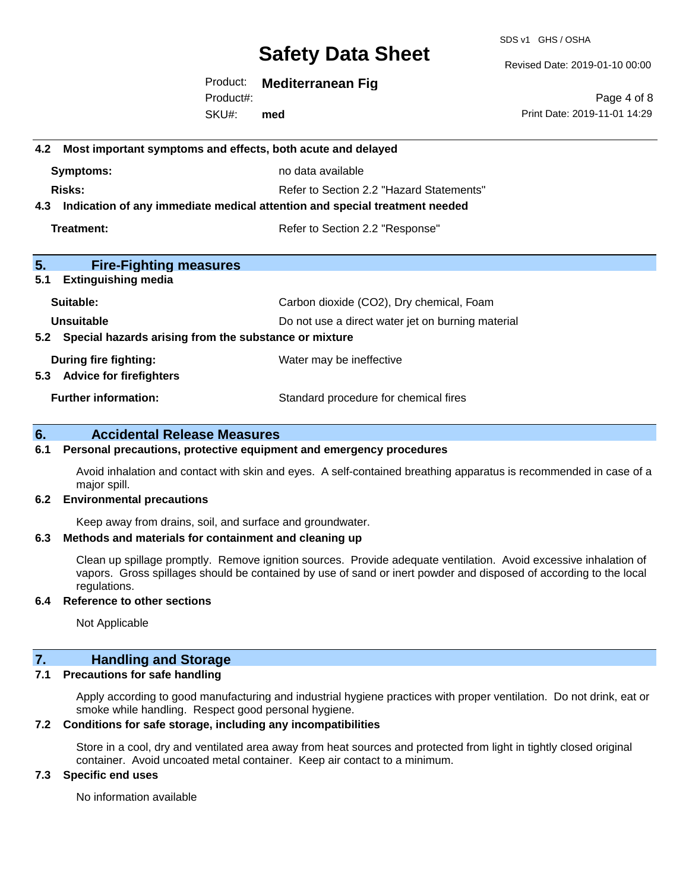### 4.2 Most important symptoms and effects, both acute and delayed

| | |
|---|---|
| **Symptoms:** | no data available |
| **Risks:** | Refer to Section 2.2 "Hazard Statements" |

### 4.3 Indication of any immediate medical attention and special treatment needed

| | |
|---|---|
| **Treatment:** | Refer to Section 2.2 "Response" |

## 5. Fire-Fighting measures

### 5.1 Extinguishing media

| | |
|---|---|
| **Suitable:** | Carbon dioxide ($CO_2$), Dry chemical, Foam |
| **Unsuitable** | Do not use a direct water jet on burning material |

### 5.2 Special hazards arising from the substance or mixture

| | |
|---|---|
| **During fire fighting:** | Water may be ineffective |

### 5.3 Advice for firefighters

| | |
|---|---|
| **Further information:** | Standard procedure for chemical fires |

## 6. Accidental Release Measures

### 6.1 Personal precautions, protective equipment and emergency procedures

Avoid inhalation and contact with skin and eyes. A self-contained breathing apparatus is recommended in case of a major spill.

### 6.2 Environmental precautions

Keep away from drains, soil, and surface and groundwater.

### 6.3 Methods and materials for containment and cleaning up

Clean up spillage promptly. Remove ignition sources. Provide adequate ventilation. Avoid excessive inhalation of vapors. Gross spillages should be contained by use of sand or inert powder and disposed of according to the local regulations.

### 6.4 Reference to other sections

Not Applicable

## 7. Handling and Storage

### 7.1 Precautions for safe handling

Apply according to good manufacturing and industrial hygiene practices with proper ventilation. Do not drink, eat or smoke while handling. Respect good personal hygiene.

### 7.2 Conditions for safe storage, including any incompatibilities

Store in a cool, dry and ventilated area away from heat sources and protected from light in tightly closed original container. Avoid uncoated metal container. Keep air contact to a minimum.

### 7.3 Specific end uses

No information available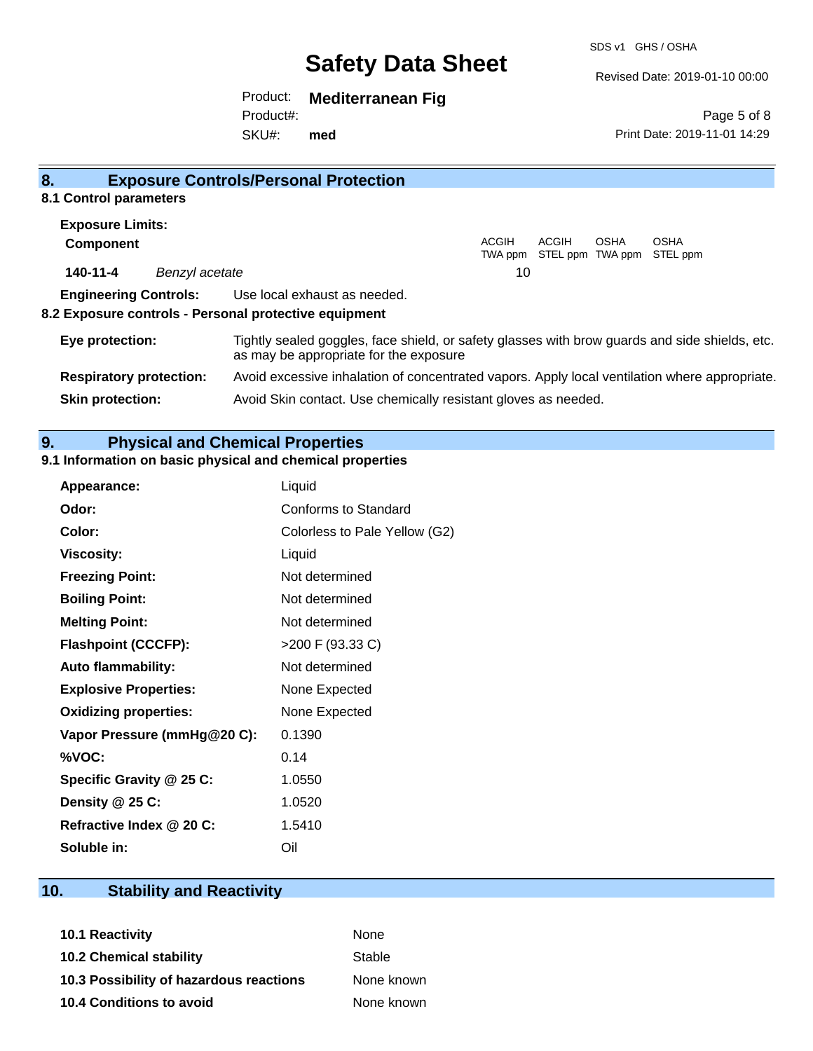## 8. Exposure Controls/Personal Protection

### 8.1 Control parameters

**Exposure Limits:**

| Component | | ACGIH TWA ppm | ACGIH STEL ppm | OSHA TWA ppm | OSHA STEL ppm |
|---|---|---|---|---|---|
| 140-11-4 | *Benzyl acetate* | 10 | | | |

**Engineering Controls:** Use local exhaust as needed.

### 8.2 Exposure controls - Personal protective equipment

**Eye protection:** Tightly sealed goggles, face shield, or safety glasses with brow guards and side shields, etc. as may be appropriate for the exposure

**Respiratory protection:** Avoid excessive inhalation of concentrated vapors. Apply local ventilation where appropriate.

**Skin protection:** Avoid Skin contact. Use chemically resistant gloves as needed.

## 9. Physical and Chemical Properties

### 9.1 Information on basic physical and chemical properties

| | |
|---|---|
| **Appearance:** | Liquid |
| **Odor:** | Conforms to Standard |
| **Color:** | Colorless to Pale Yellow (G2) |
| **Viscosity:** | Liquid |
| **Freezing Point:** | Not determined |
| **Boiling Point:** | Not determined |
| **Melting Point:** | Not determined |
| **Flashpoint (CCCFP):** | >200 F (93.33 C) |
| **Auto flammability:** | Not determined |
| **Explosive Properties:** | None Expected |
| **Oxidizing properties:** | None Expected |
| **Vapor Pressure (mmHg@20 C):** | 0.1390 |
| **%VOC:** | 0.14 |
| **Specific Gravity @ 25 C:** | 1.0550 |
| **Density @ 25 C:** | 1.0520 |
| **Refractive Index @ 20 C:** | 1.5410 |
| **Soluble in:** | Oil |

## 10. Stability and Reactivity

| | |
|---|---|
| **10.1 Reactivity** | None |
| **10.2 Chemical stability** | Stable |
| **10.3 Possibility of hazardous reactions** | None known |
| **10.4 Conditions to avoid** | None known |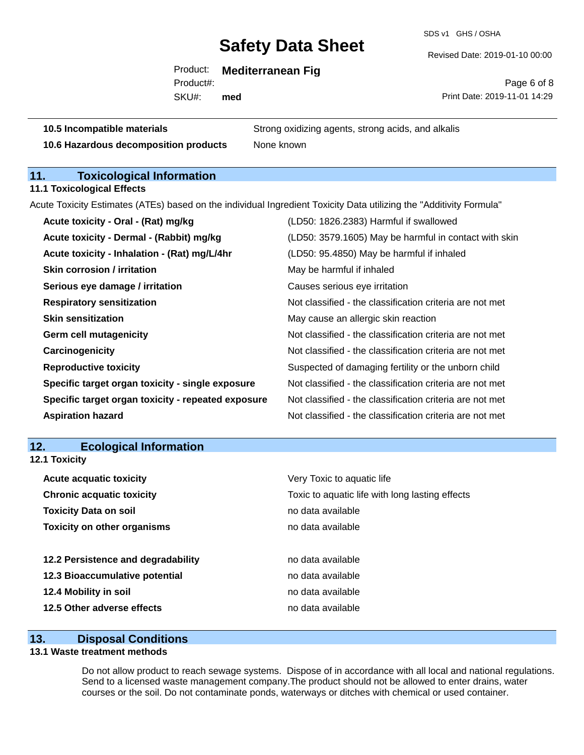| | |
|---|---|
| **10.5 Incompatible materials** | Strong oxidizing agents, strong acids, and alkalis |
| **10.6 Hazardous decomposition products** | None known |

## 11. Toxicological Information

### 11.1 Toxicological Effects

Acute Toxicity Estimates (ATEs) based on the individual Ingredient Toxicity Data utilizing the "Additivity Formula"

| | |
|---|---|
| **Acute toxicity - Oral - (Rat) mg/kg** | (LD50: 1826.2383) Harmful if swallowed |
| **Acute toxicity - Dermal - (Rabbit) mg/kg** | (LD50: 3579.1605) May be harmful in contact with skin |
| **Acute toxicity - Inhalation - (Rat) mg/L/4hr** | (LD50: 95.4850) May be harmful if inhaled |
| **Skin corrosion / irritation** | May be harmful if inhaled |
| **Serious eye damage / irritation** | Causes serious eye irritation |
| **Respiratory sensitization** | Not classified - the classification criteria are not met |
| **Skin sensitization** | May cause an allergic skin reaction |
| **Germ cell mutagenicity** | Not classified - the classification criteria are not met |
| **Carcinogenicity** | Not classified - the classification criteria are not met |
| **Reproductive toxicity** | Suspected of damaging fertility or the unborn child |
| **Specific target organ toxicity - single exposure** | Not classified - the classification criteria are not met |
| **Specific target organ toxicity - repeated exposure** | Not classified - the classification criteria are not met |
| **Aspiration hazard** | Not classified - the classification criteria are not met |

## 12. Ecological Information

### 12.1 Toxicity

| | |
|---|---|
| **Acute acquatic toxicity** | Very Toxic to aquatic life |
| **Chronic acquatic toxicity** | Toxic to aquatic life with long lasting effects |
| **Toxicity Data on soil** | no data available |
| **Toxicity on other organisms** | no data available |

| | |
|---|---|
| **12.2 Persistence and degradability** | no data available |
| **12.3 Bioaccumulative potential** | no data available |
| **12.4 Mobility in soil** | no data available |
| **12.5 Other adverse effects** | no data available |

## 13. Disposal Conditions

### 13.1 Waste treatment methods

Do not allow product to reach sewage systems. Dispose of in accordance with all local and national regulations. Send to a licensed waste management company.The product should not be allowed to enter drains, water courses or the soil. Do not contaminate ponds, waterways or ditches with chemical or used container.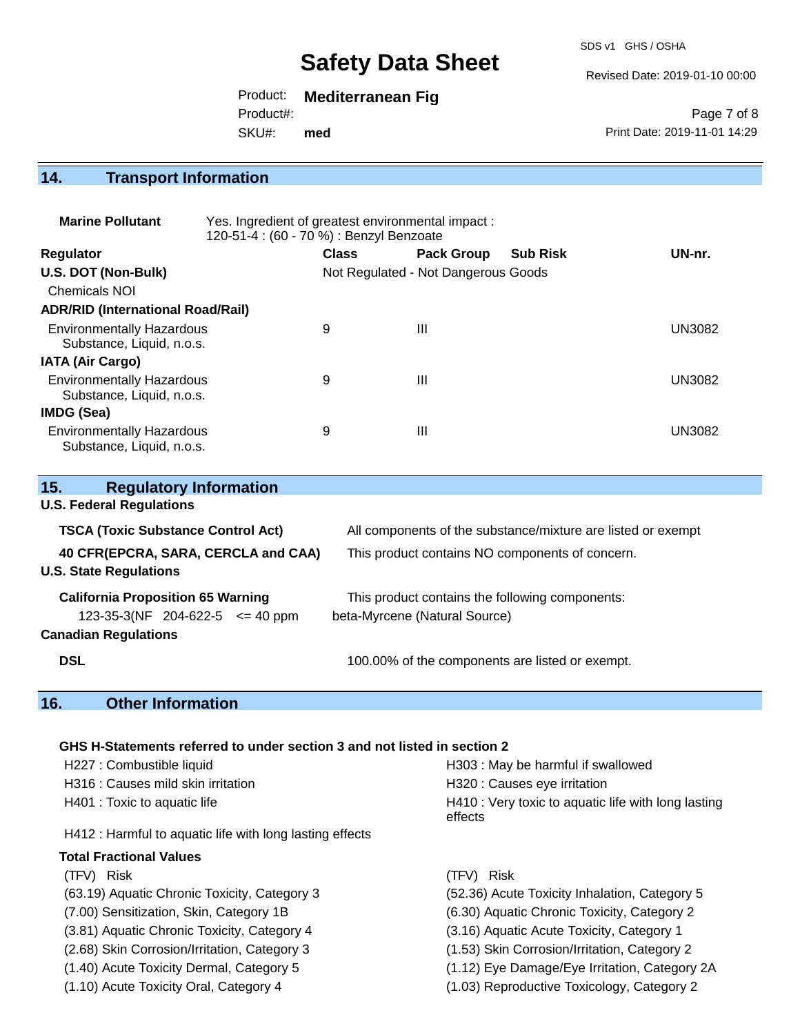## 14. Transport Information

**Marine Pollutant** Yes. Ingredient of greatest environmental impact : 120-51-4 : (60 - 70 %) : Benzyl Benzoate

| Regulator | Class | Pack Group | Sub Risk | UN-nr. |
|---|---|---|---|---|
| **U.S. DOT (Non-Bulk)** | Not Regulated - Not Dangerous Goods | | | |
| Chemicals NOI | | | | |
| **ADR/RID (International Road/Rail)** | | | | |
| Environmentally Hazardous Substance, Liquid, n.o.s. | 9 | III | | UN3082 |
| **IATA (Air Cargo)** | | | | |
| Environmentally Hazardous Substance, Liquid, n.o.s. | 9 | III | | UN3082 |
| **IMDG (Sea)** | | | | |
| Environmentally Hazardous Substance, Liquid, n.o.s. | 9 | III | | UN3082 |

## 15. Regulatory Information

**U.S. Federal Regulations**

| | |
|---|---|
| **TSCA (Toxic Substance Control Act)** | All components of the substance/mixture are listed or exempt |
| **40 CFR(EPCRA, SARA, CERCLA and CAA)** | This product contains NO components of concern. |

**U.S. State Regulations**

**California Proposition 65 Warning** This product contains the following components:

123-35-3(NF 204-622-5 <= 40 ppm beta-Myrcene (Natural Source)

**Canadian Regulations**

**DSL** 100.00% of the components are listed or exempt.

## 16. Other Information

**GHS H-Statements referred to under section 3 and not listed in section 2**

- H227 : Combustible liquid
- H303 : May be harmful if swallowed
- H316 : Causes mild skin irritation
- H320 : Causes eye irritation
- H401 : Toxic to aquatic life
- H410 : Very toxic to aquatic life with long lasting effects
- H412 : Harmful to aquatic life with long lasting effects

**Total Fractional Values**

| (TFV) Risk | (TFV) Risk |
|---|---|
| (63.19) Aquatic Chronic Toxicity, Category 3 | (52.36) Acute Toxicity Inhalation, Category 5 |
| (7.00) Sensitization, Skin, Category 1B | (6.30) Aquatic Chronic Toxicity, Category 2 |
| (3.81) Aquatic Chronic Toxicity, Category 4 | (3.16) Aquatic Acute Toxicity, Category 1 |
| (2.68) Skin Corrosion/Irritation, Category 3 | (1.53) Skin Corrosion/Irritation, Category 2 |
| (1.40) Acute Toxicity Dermal, Category 5 | (1.12) Eye Damage/Eye Irritation, Category 2A |
| (1.10) Acute Toxicity Oral, Category 4 | (1.03) Reproductive Toxicology, Category 2 |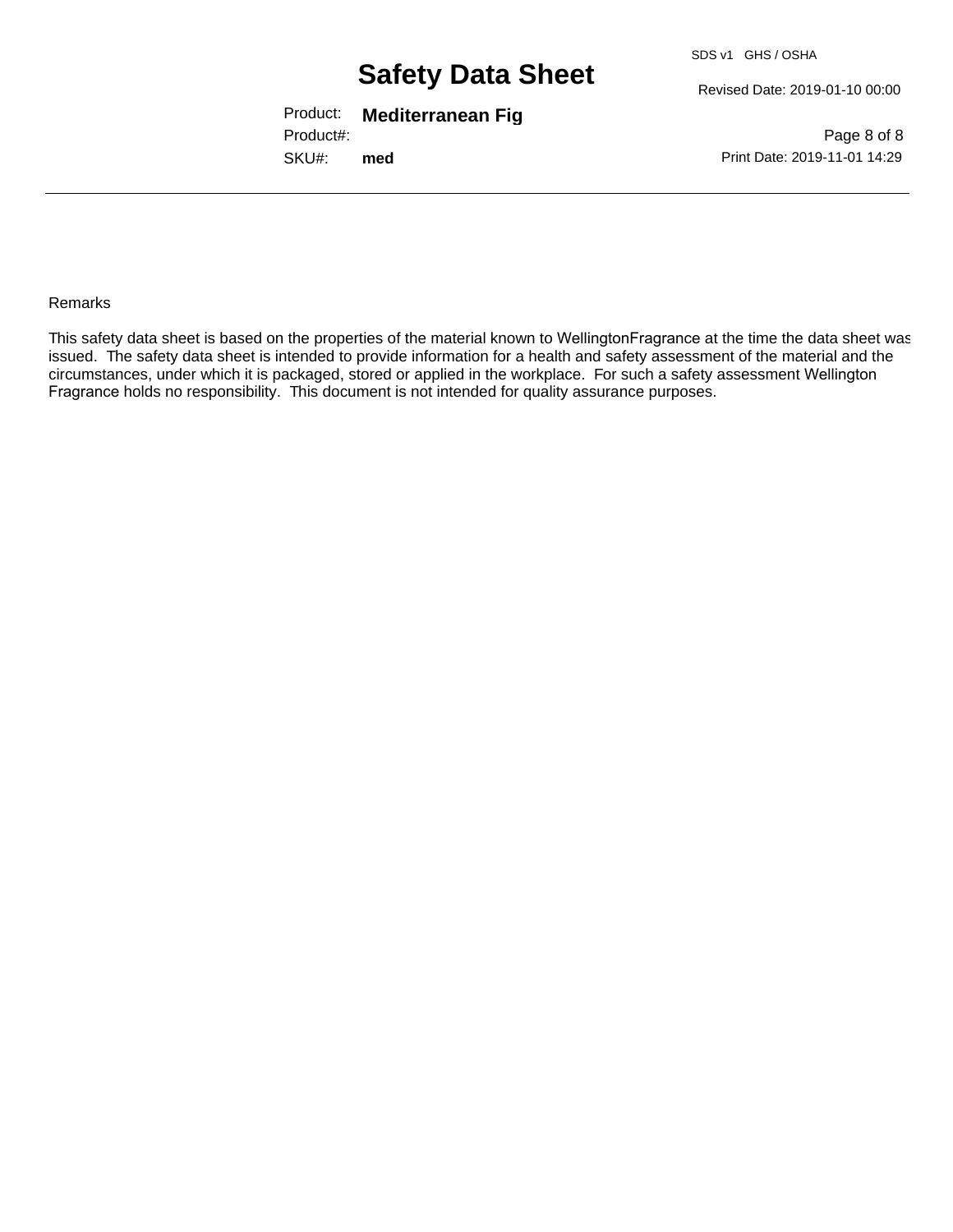Remarks

This safety data sheet is based on the properties of the material known to WellingtonFragrance at the time the data sheet was issued. The safety data sheet is intended to provide information for a health and safety assessment of the material and the circumstances, under which it is packaged, stored or applied in the workplace. For such a safety assessment Wellington Fragrance holds no responsibility. This document is not intended for quality assurance purposes.